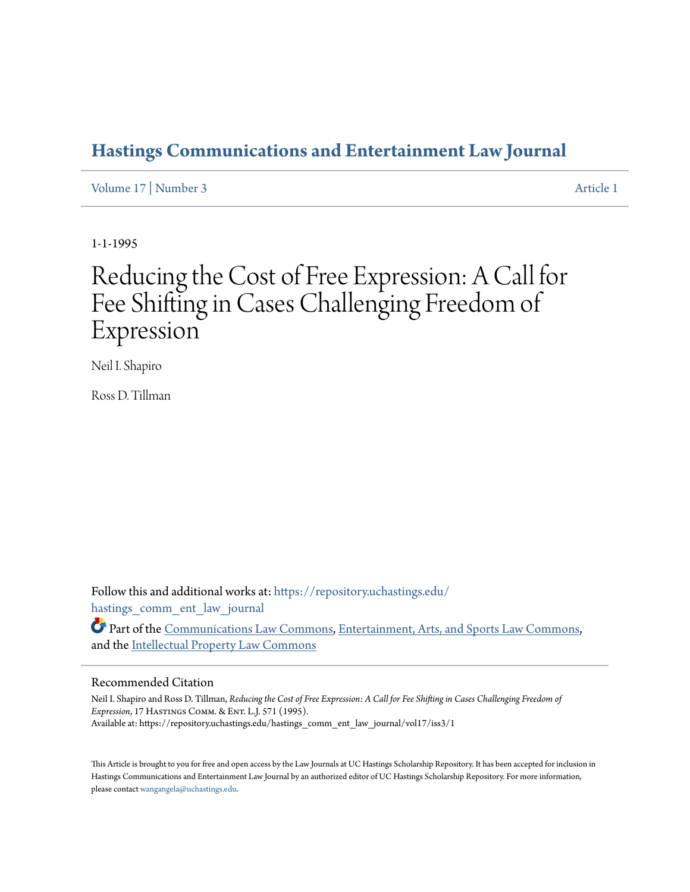# Hastings Communications and Entertainment Law Journal

Volume 17 | Number 3 — Article 1

1-1-1995

# Reducing the Cost of Free Expression: A Call for Fee Shifting in Cases Challenging Freedom of Expression

Neil I. Shapiro

Ross D. Tillman

Follow this and additional works at: https://repository.uchastings.edu/hastings_comm_ent_law_journal

Part of the Communications Law Commons, Entertainment, Arts, and Sports Law Commons, and the Intellectual Property Law Commons

## Recommended Citation

Neil I. Shapiro and Ross D. Tillman, *Reducing the Cost of Free Expression: A Call for Fee Shifting in Cases Challenging Freedom of Expression*, 17 Hastings Comm. & Ent. L.J. 571 (1995).
Available at: https://repository.uchastings.edu/hastings_comm_ent_law_journal/vol17/iss3/1

This Article is brought to you for free and open access by the Law Journals at UC Hastings Scholarship Repository. It has been accepted for inclusion in Hastings Communications and Entertainment Law Journal by an authorized editor of UC Hastings Scholarship Repository. For more information, please contact wangangela@uchastings.edu.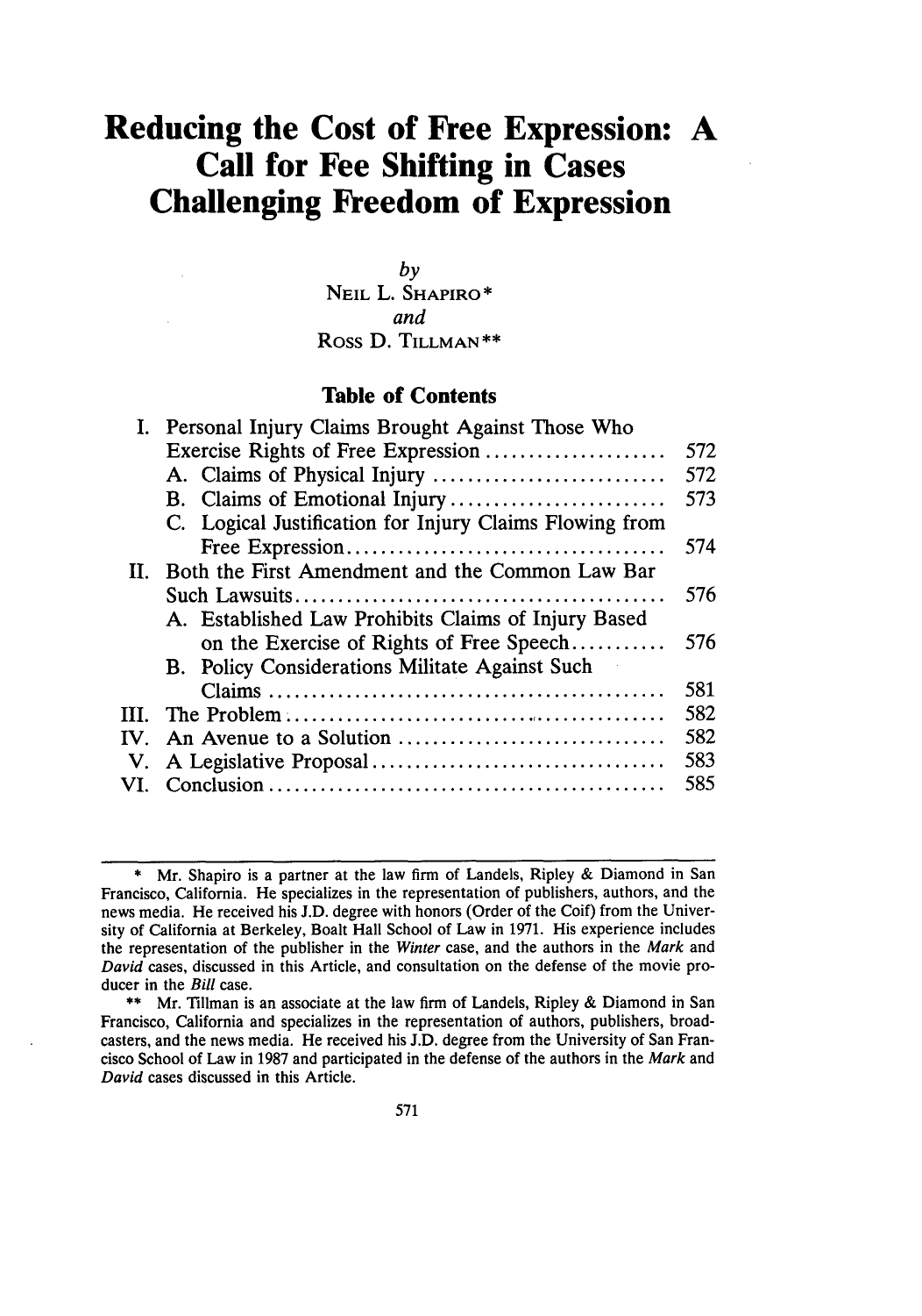# Reducing the Cost of Free Expression: A Call for Fee Shifting in Cases Challenging Freedom of Expression

*by*
NEIL L. SHAPIRO*
*and*
ROSS D. TILLMAN**

## Table of Contents

| | | |
|---|---|---|
| I. | Personal Injury Claims Brought Against Those Who Exercise Rights of Free Expression | 572 |
| | A. Claims of Physical Injury | 572 |
| | B. Claims of Emotional Injury | 573 |
| | C. Logical Justification for Injury Claims Flowing from Free Expression | 574 |
| II. | Both the First Amendment and the Common Law Bar Such Lawsuits | 576 |
| | A. Established Law Prohibits Claims of Injury Based on the Exercise of Rights of Free Speech | 576 |
| | B. Policy Considerations Militate Against Such Claims | 581 |
| III. | The Problem | 582 |
| IV. | An Avenue to a Solution | 582 |
| V. | A Legislative Proposal | 583 |
| VI. | Conclusion | 585 |

---

\* Mr. Shapiro is a partner at the law firm of Landels, Ripley & Diamond in San Francisco, California. He specializes in the representation of publishers, authors, and the news media. He received his J.D. degree with honors (Order of the Coif) from the University of California at Berkeley, Boalt Hall School of Law in 1971. His experience includes the representation of the publisher in the *Winter* case, and the authors in the *Mark* and *David* cases, discussed in this Article, and consultation on the defense of the movie producer in the *Bill* case.

\*\* Mr. Tillman is an associate at the law firm of Landels, Ripley & Diamond in San Francisco, California and specializes in the representation of authors, publishers, broadcasters, and the news media. He received his J.D. degree from the University of San Francisco School of Law in 1987 and participated in the defense of the authors in the *Mark* and *David* cases discussed in this Article.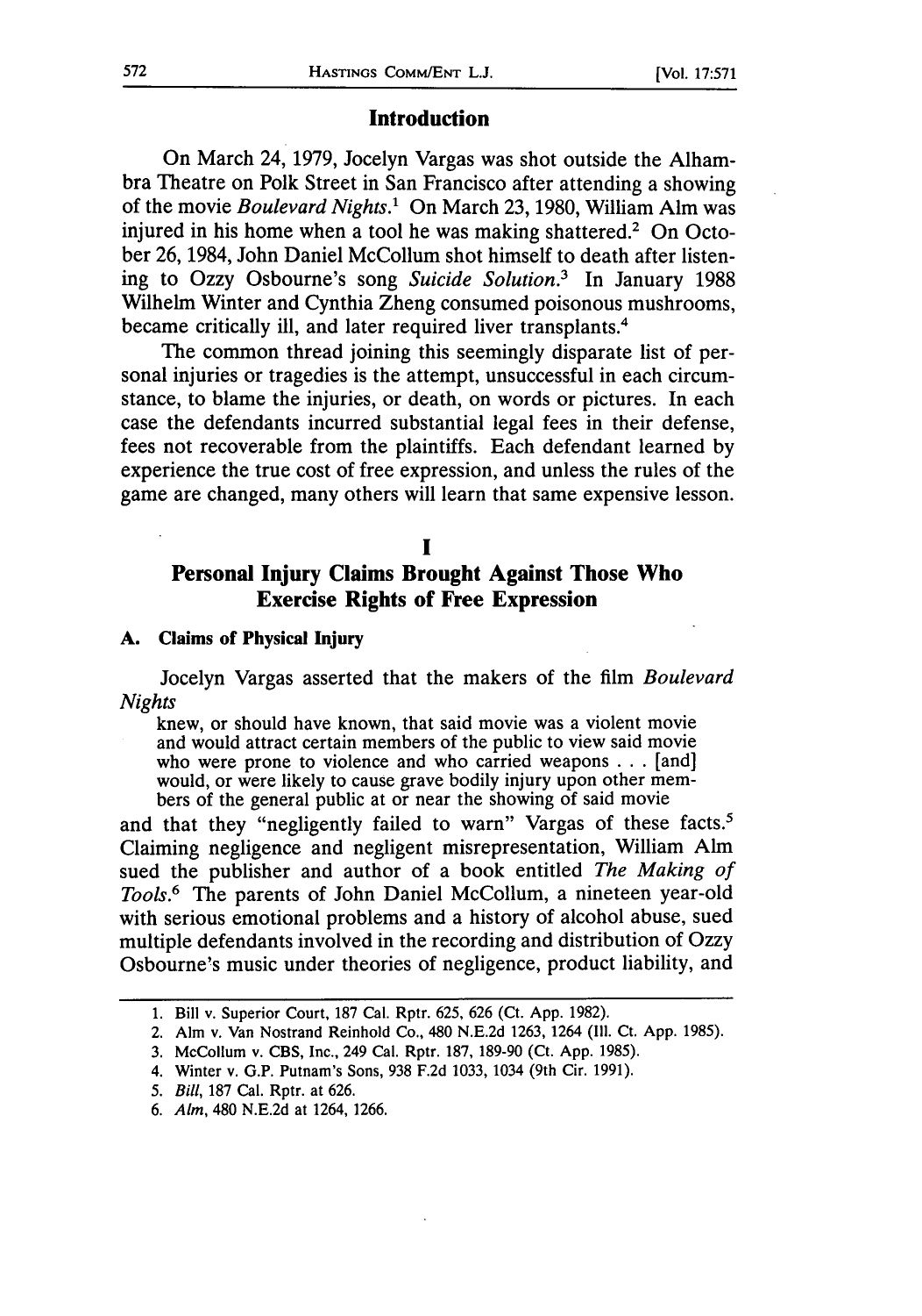## Introduction

On March 24, 1979, Jocelyn Vargas was shot outside the Alhambra Theatre on Polk Street in San Francisco after attending a showing of the movie *Boulevard Nights*.[1] On March 23, 1980, William Alm was injured in his home when a tool he was making shattered.[2] On October 26, 1984, John Daniel McCollum shot himself to death after listening to Ozzy Osbourne's song *Suicide Solution*.[3] In January 1988 Wilhelm Winter and Cynthia Zheng consumed poisonous mushrooms, became critically ill, and later required liver transplants.[4]

The common thread joining this seemingly disparate list of personal injuries or tragedies is the attempt, unsuccessful in each circumstance, to blame the injuries, or death, on words or pictures. In each case the defendants incurred substantial legal fees in their defense, fees not recoverable from the plaintiffs. Each defendant learned by experience the true cost of free expression, and unless the rules of the game are changed, many others will learn that same expensive lesson.

# I

## Personal Injury Claims Brought Against Those Who Exercise Rights of Free Expression

### A. Claims of Physical Injury

Jocelyn Vargas asserted that the makers of the film *Boulevard Nights*

> knew, or should have known, that said movie was a violent movie and would attract certain members of the public to view said movie who were prone to violence and who carried weapons . . . [and] would, or were likely to cause grave bodily injury upon other members of the general public at or near the showing of said movie

and that they "negligently failed to warn" Vargas of these facts.[5] Claiming negligence and negligent misrepresentation, William Alm sued the publisher and author of a book entitled *The Making of Tools*.[6] The parents of John Daniel McCollum, a nineteen year-old with serious emotional problems and a history of alcohol abuse, sued multiple defendants involved in the recording and distribution of Ozzy Osbourne's music under theories of negligence, product liability, and

---

1. Bill v. Superior Court, 187 Cal. Rptr. 625, 626 (Ct. App. 1982).
2. Alm v. Van Nostrand Reinhold Co., 480 N.E.2d 1263, 1264 (Ill. Ct. App. 1985).
3. McCollum v. CBS, Inc., 249 Cal. Rptr. 187, 189-90 (Ct. App. 1985).
4. Winter v. G.P. Putnam's Sons, 938 F.2d 1033, 1034 (9th Cir. 1991).
5. *Bill*, 187 Cal. Rptr. at 626.
6. *Alm*, 480 N.E.2d at 1264, 1266.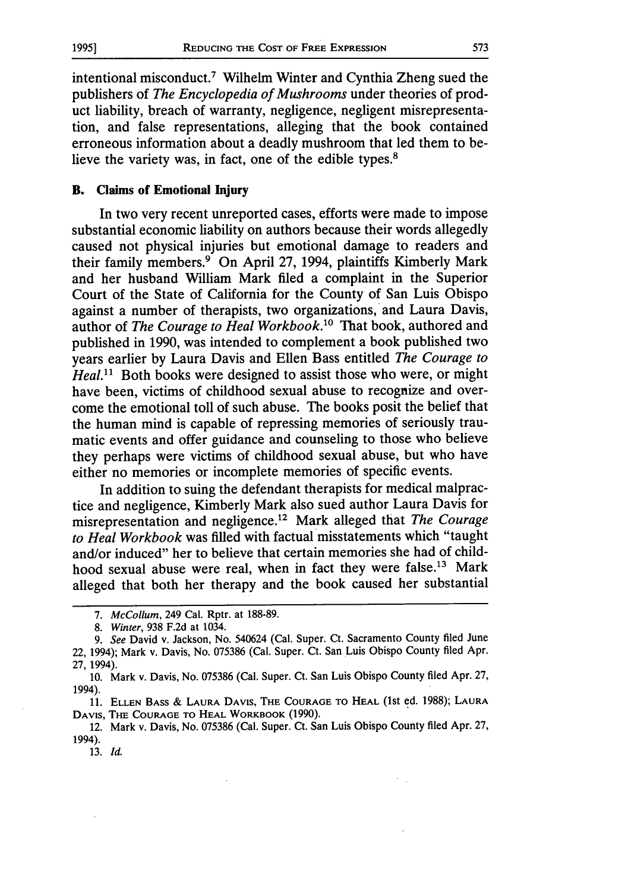intentional misconduct.[7] Wilhelm Winter and Cynthia Zheng sued the publishers of *The Encyclopedia of Mushrooms* under theories of product liability, breach of warranty, negligence, negligent misrepresentation, and false representations, alleging that the book contained erroneous information about a deadly mushroom that led them to believe the variety was, in fact, one of the edible types.[8]

### B. Claims of Emotional Injury

In two very recent unreported cases, efforts were made to impose substantial economic liability on authors because their words allegedly caused not physical injuries but emotional damage to readers and their family members.[9] On April 27, 1994, plaintiffs Kimberly Mark and her husband William Mark filed a complaint in the Superior Court of the State of California for the County of San Luis Obispo against a number of therapists, two organizations, and Laura Davis, author of *The Courage to Heal Workbook*.[10] That book, authored and published in 1990, was intended to complement a book published two years earlier by Laura Davis and Ellen Bass entitled *The Courage to Heal*.[11] Both books were designed to assist those who were, or might have been, victims of childhood sexual abuse to recognize and overcome the emotional toll of such abuse. The books posit the belief that the human mind is capable of repressing memories of seriously traumatic events and offer guidance and counseling to those who believe they perhaps were victims of childhood sexual abuse, but who have either no memories or incomplete memories of specific events.

In addition to suing the defendant therapists for medical malpractice and negligence, Kimberly Mark also sued author Laura Davis for misrepresentation and negligence.[12] Mark alleged that *The Courage to Heal Workbook* was filled with factual misstatements which "taught and/or induced" her to believe that certain memories she had of childhood sexual abuse were real, when in fact they were false.[13] Mark alleged that both her therapy and the book caused her substantial

---

7. *McCollum*, 249 Cal. Rptr. at 188-89.

8. *Winter*, 938 F.2d at 1034.

9. *See* David v. Jackson, No. 540624 (Cal. Super. Ct. Sacramento County filed June 22, 1994); Mark v. Davis, No. 075386 (Cal. Super. Ct. San Luis Obispo County filed Apr. 27, 1994).

10. Mark v. Davis, No. 075386 (Cal. Super. Ct. San Luis Obispo County filed Apr. 27, 1994).

11. Ellen Bass & Laura Davis, The Courage to Heal (1st ed. 1988); Laura Davis, The Courage to Heal Workbook (1990).

12. Mark v. Davis, No. 075386 (Cal. Super. Ct. San Luis Obispo County filed Apr. 27, 1994).

13. *Id.*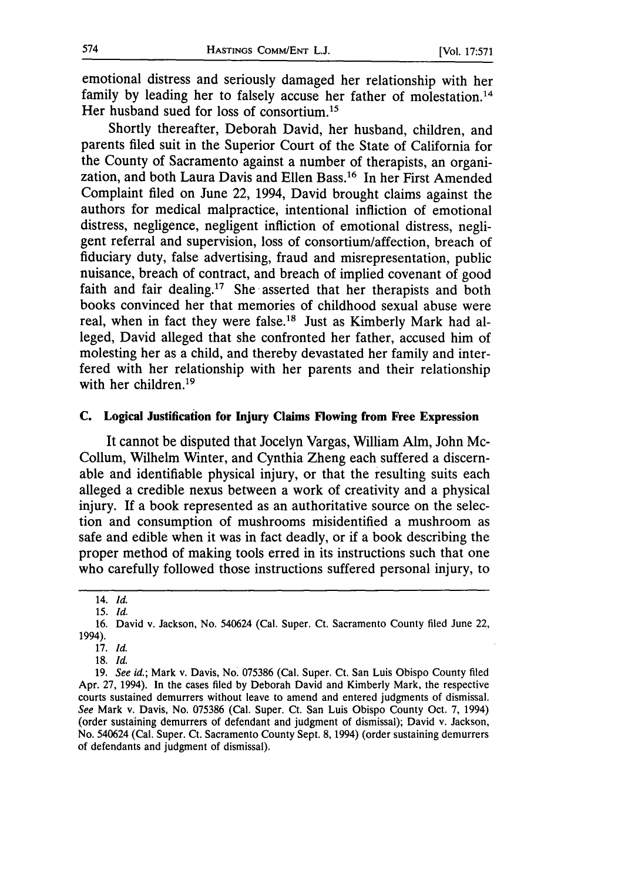emotional distress and seriously damaged her relationship with her family by leading her to falsely accuse her father of molestation.[14] Her husband sued for loss of consortium.[15]

Shortly thereafter, Deborah David, her husband, children, and parents filed suit in the Superior Court of the State of California for the County of Sacramento against a number of therapists, an organization, and both Laura Davis and Ellen Bass.[16] In her First Amended Complaint filed on June 22, 1994, David brought claims against the authors for medical malpractice, intentional infliction of emotional distress, negligence, negligent infliction of emotional distress, negligent referral and supervision, loss of consortium/affection, breach of fiduciary duty, false advertising, fraud and misrepresentation, public nuisance, breach of contract, and breach of implied covenant of good faith and fair dealing.[17] She asserted that her therapists and both books convinced her that memories of childhood sexual abuse were real, when in fact they were false.[18] Just as Kimberly Mark had alleged, David alleged that she confronted her father, accused him of molesting her as a child, and thereby devastated her family and interfered with her relationship with her parents and their relationship with her children.[19]

### C. Logical Justification for Injury Claims Flowing from Free Expression

It cannot be disputed that Jocelyn Vargas, William Alm, John McCollum, Wilhelm Winter, and Cynthia Zheng each suffered a discernable and identifiable physical injury, or that the resulting suits each alleged a credible nexus between a work of creativity and a physical injury. If a book represented as an authoritative source on the selection and consumption of mushrooms misidentified a mushroom as safe and edible when it was in fact deadly, or if a book describing the proper method of making tools erred in its instructions such that one who carefully followed those instructions suffered personal injury, to

---

14. *Id.*

15. *Id.*

16. David v. Jackson, No. 540624 (Cal. Super. Ct. Sacramento County filed June 22, 1994).

17. *Id.*

18. *Id.*

19. *See id.*; Mark v. Davis, No. 075386 (Cal. Super. Ct. San Luis Obispo County filed Apr. 27, 1994). In the cases filed by Deborah David and Kimberly Mark, the respective courts sustained demurrers without leave to amend and entered judgments of dismissal. *See* Mark v. Davis, No. 075386 (Cal. Super. Ct. San Luis Obispo County Oct. 7, 1994) (order sustaining demurrers of defendant and judgment of dismissal); David v. Jackson, No. 540624 (Cal. Super. Ct. Sacramento County Sept. 8, 1994) (order sustaining demurrers of defendants and judgment of dismissal).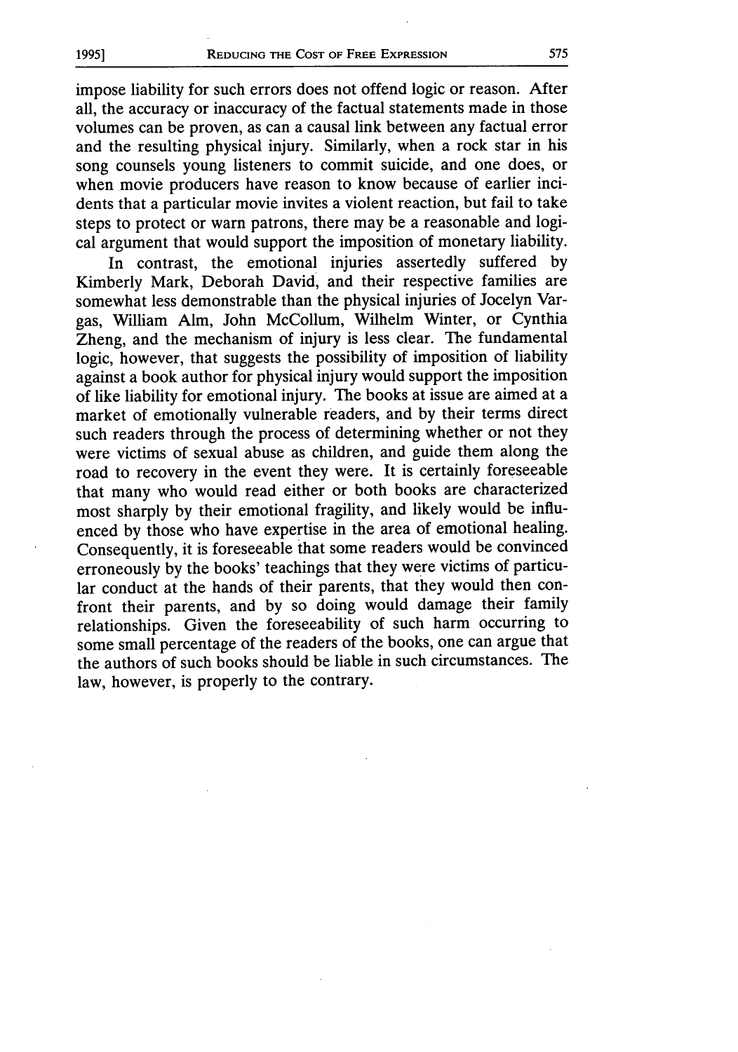impose liability for such errors does not offend logic or reason. After all, the accuracy or inaccuracy of the factual statements made in those volumes can be proven, as can a causal link between any factual error and the resulting physical injury. Similarly, when a rock star in his song counsels young listeners to commit suicide, and one does, or when movie producers have reason to know because of earlier incidents that a particular movie invites a violent reaction, but fail to take steps to protect or warn patrons, there may be a reasonable and logical argument that would support the imposition of monetary liability.

In contrast, the emotional injuries assertedly suffered by Kimberly Mark, Deborah David, and their respective families are somewhat less demonstrable than the physical injuries of Jocelyn Vargas, William Alm, John McCollum, Wilhelm Winter, or Cynthia Zheng, and the mechanism of injury is less clear. The fundamental logic, however, that suggests the possibility of imposition of liability against a book author for physical injury would support the imposition of like liability for emotional injury. The books at issue are aimed at a market of emotionally vulnerable readers, and by their terms direct such readers through the process of determining whether or not they were victims of sexual abuse as children, and guide them along the road to recovery in the event they were. It is certainly foreseeable that many who would read either or both books are characterized most sharply by their emotional fragility, and likely would be influenced by those who have expertise in the area of emotional healing. Consequently, it is foreseeable that some readers would be convinced erroneously by the books' teachings that they were victims of particular conduct at the hands of their parents, that they would then confront their parents, and by so doing would damage their family relationships. Given the foreseeability of such harm occurring to some small percentage of the readers of the books, one can argue that the authors of such books should be liable in such circumstances. The law, however, is properly to the contrary.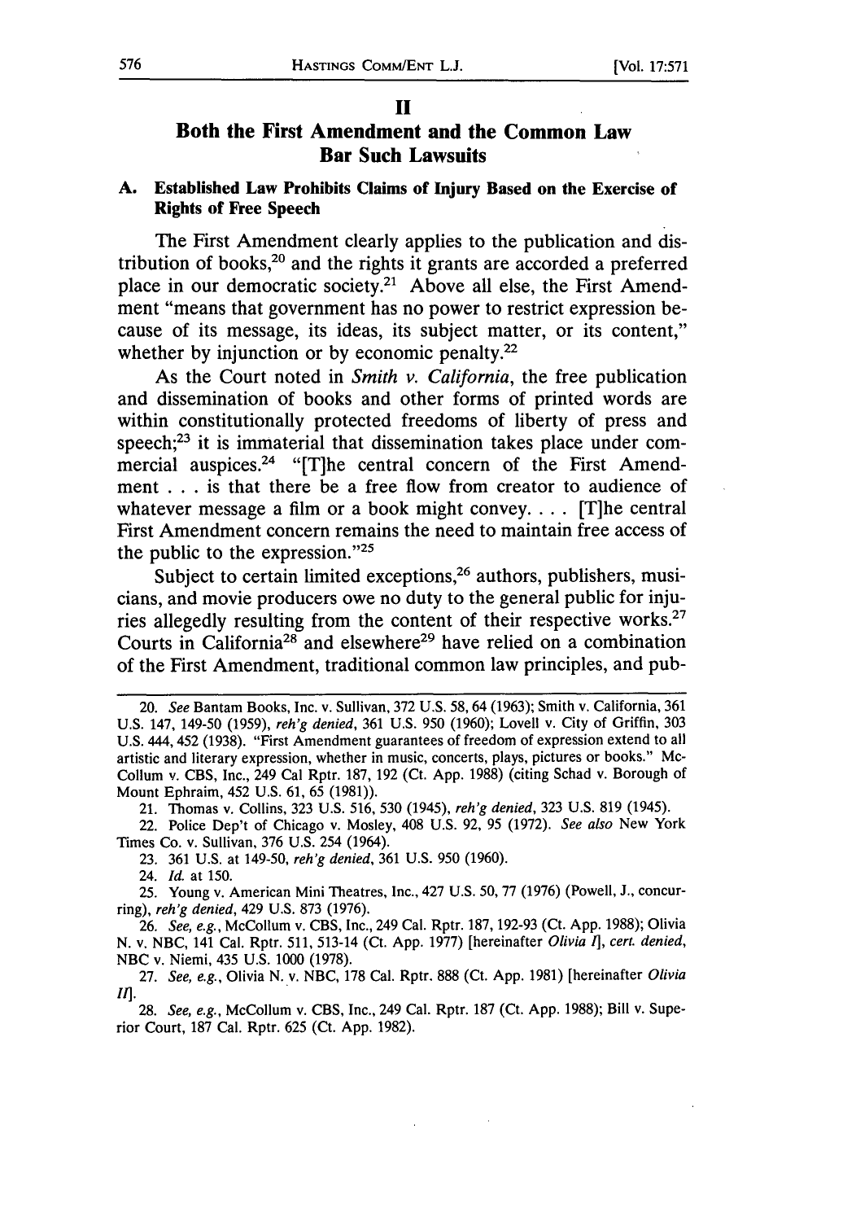## II

## Both the First Amendment and the Common Law Bar Such Lawsuits

### A. Established Law Prohibits Claims of Injury Based on the Exercise of Rights of Free Speech

The First Amendment clearly applies to the publication and distribution of books,[20] and the rights it grants are accorded a preferred place in our democratic society.[21] Above all else, the First Amendment "means that government has no power to restrict expression because of its message, its ideas, its subject matter, or its content," whether by injunction or by economic penalty.[22]

As the Court noted in *Smith v. California*, the free publication and dissemination of books and other forms of printed words are within constitutionally protected freedoms of liberty of press and speech;[23] it is immaterial that dissemination takes place under commercial auspices.[24] "[T]he central concern of the First Amendment . . . is that there be a free flow from creator to audience of whatever message a film or a book might convey. . . . [T]he central First Amendment concern remains the need to maintain free access of the public to the expression."[25]

Subject to certain limited exceptions,[26] authors, publishers, musicians, and movie producers owe no duty to the general public for injuries allegedly resulting from the content of their respective works.[27] Courts in California[28] and elsewhere[29] have relied on a combination of the First Amendment, traditional common law principles, and pub-

---

20. *See* Bantam Books, Inc. v. Sullivan, 372 U.S. 58, 64 (1963); Smith v. California, 361 U.S. 147, 149-50 (1959), *reh'g denied*, 361 U.S. 950 (1960); Lovell v. City of Griffin, 303 U.S. 444, 452 (1938). "First Amendment guarantees of freedom of expression extend to all artistic and literary expression, whether in music, concerts, plays, pictures or books." McCollum v. CBS, Inc., 249 Cal Rptr. 187, 192 (Ct. App. 1988) (citing Schad v. Borough of Mount Ephraim, 452 U.S. 61, 65 (1981)).

21. Thomas v. Collins, 323 U.S. 516, 530 (1945), *reh'g denied*, 323 U.S. 819 (1945).

22. Police Dep't of Chicago v. Mosley, 408 U.S. 92, 95 (1972). *See also* New York Times Co. v. Sullivan, 376 U.S. 254 (1964).

23. 361 U.S. at 149-50, *reh'g denied*, 361 U.S. 950 (1960).

24. *Id.* at 150.

25. Young v. American Mini Theatres, Inc., 427 U.S. 50, 77 (1976) (Powell, J., concurring), *reh'g denied*, 429 U.S. 873 (1976).

26. *See, e.g.*, McCollum v. CBS, Inc., 249 Cal. Rptr. 187, 192-93 (Ct. App. 1988); Olivia N. v. NBC, 141 Cal. Rptr. 511, 513-14 (Ct. App. 1977) [hereinafter *Olivia I*], *cert. denied*, NBC v. Niemi, 435 U.S. 1000 (1978).

27. *See, e.g.*, Olivia N. v. NBC, 178 Cal. Rptr. 888 (Ct. App. 1981) [hereinafter *Olivia II*].

28. *See, e.g.*, McCollum v. CBS, Inc., 249 Cal. Rptr. 187 (Ct. App. 1988); Bill v. Superior Court, 187 Cal. Rptr. 625 (Ct. App. 1982).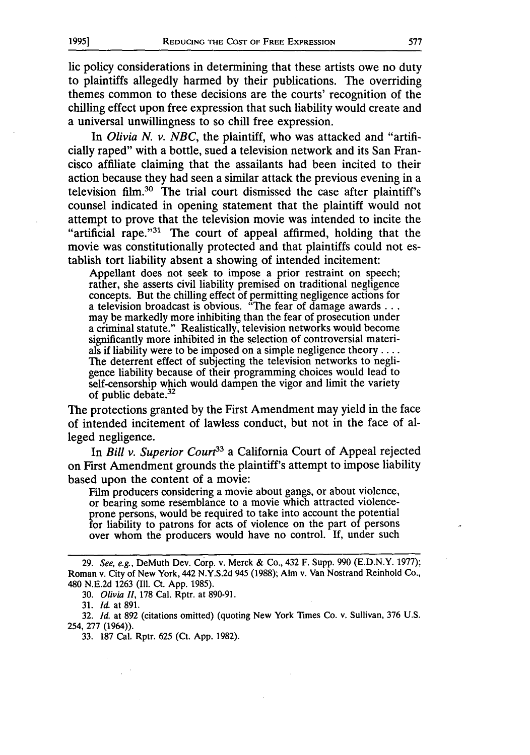lic policy considerations in determining that these artists owe no duty to plaintiffs allegedly harmed by their publications. The overriding themes common to these decisions are the courts' recognition of the chilling effect upon free expression that such liability would create and a universal unwillingness to so chill free expression.

In *Olivia N. v. NBC*, the plaintiff, who was attacked and "artificially raped" with a bottle, sued a television network and its San Francisco affiliate claiming that the assailants had been incited to their action because they had seen a similar attack the previous evening in a television film.[30] The trial court dismissed the case after plaintiff's counsel indicated in opening statement that the plaintiff would not attempt to prove that the television movie was intended to incite the "artificial rape."[31] The court of appeal affirmed, holding that the movie was constitutionally protected and that plaintiffs could not establish tort liability absent a showing of intended incitement:

> Appellant does not seek to impose a prior restraint on speech; rather, she asserts civil liability premised on traditional negligence concepts. But the chilling effect of permitting negligence actions for a television broadcast is obvious. "The fear of damage awards . . . may be markedly more inhibiting than the fear of prosecution under a criminal statute." Realistically, television networks would become significantly more inhibited in the selection of controversial materials if liability were to be imposed on a simple negligence theory . . . . The deterrent effect of subjecting the television networks to negligence liability because of their programming choices would lead to self-censorship which would dampen the vigor and limit the variety of public debate.[32]

The protections granted by the First Amendment may yield in the face of intended incitement of lawless conduct, but not in the face of alleged negligence.

In *Bill v. Superior Court*[33] a California Court of Appeal rejected on First Amendment grounds the plaintiff's attempt to impose liability based upon the content of a movie:

> Film producers considering a movie about gangs, or about violence, or bearing some resemblance to a movie which attracted violence-prone persons, would be required to take into account the potential for liability to patrons for acts of violence on the part of persons over whom the producers would have no control. If, under such

---

29. *See, e.g.*, DeMuth Dev. Corp. v. Merck & Co., 432 F. Supp. 990 (E.D.N.Y. 1977); Roman v. City of New York, 442 N.Y.S.2d 945 (1988); Alm v. Van Nostrand Reinhold Co., 480 N.E.2d 1263 (Ill. Ct. App. 1985).

30. *Olivia II*, 178 Cal. Rptr. at 890-91.

31. *Id.* at 891.

32. *Id.* at 892 (citations omitted) (quoting New York Times Co. v. Sullivan, 376 U.S. 254, 277 (1964)).

33. 187 Cal. Rptr. 625 (Ct. App. 1982).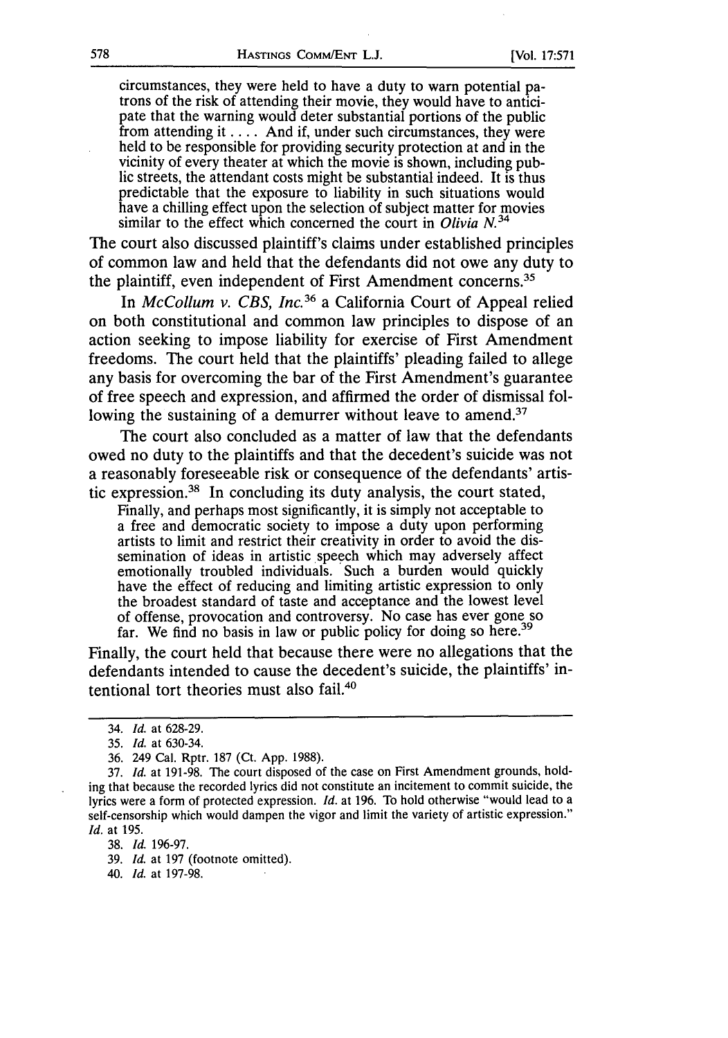> circumstances, they were held to have a duty to warn potential patrons of the risk of attending their movie, they would have to anticipate that the warning would deter substantial portions of the public from attending it . . . . And if, under such circumstances, they were held to be responsible for providing security protection at and in the vicinity of every theater at which the movie is shown, including public streets, the attendant costs might be substantial indeed. It is thus predictable that the exposure to liability in such situations would have a chilling effect upon the selection of subject matter for movies similar to the effect which concerned the court in *Olivia N.*[34]

The court also discussed plaintiff's claims under established principles of common law and held that the defendants did not owe any duty to the plaintiff, even independent of First Amendment concerns.[35]

In *McCollum v. CBS, Inc.*[36] a California Court of Appeal relied on both constitutional and common law principles to dispose of an action seeking to impose liability for exercise of First Amendment freedoms. The court held that the plaintiffs' pleading failed to allege any basis for overcoming the bar of the First Amendment's guarantee of free speech and expression, and affirmed the order of dismissal following the sustaining of a demurrer without leave to amend.[37]

The court also concluded as a matter of law that the defendants owed no duty to the plaintiffs and that the decedent's suicide was not a reasonably foreseeable risk or consequence of the defendants' artistic expression.[38] In concluding its duty analysis, the court stated,

> Finally, and perhaps most significantly, it is simply not acceptable to a free and democratic society to impose a duty upon performing artists to limit and restrict their creativity in order to avoid the dissemination of ideas in artistic speech which may adversely affect emotionally troubled individuals. Such a burden would quickly have the effect of reducing and limiting artistic expression to only the broadest standard of taste and acceptance and the lowest level of offense, provocation and controversy. No case has ever gone so far. We find no basis in law or public policy for doing so here.[39]

Finally, the court held that because there were no allegations that the defendants intended to cause the decedent's suicide, the plaintiffs' intentional tort theories must also fail.[40]

---

34. *Id.* at 628-29.

35. *Id.* at 630-34.

36. 249 Cal. Rptr. 187 (Ct. App. 1988).

37. *Id.* at 191-98. The court disposed of the case on First Amendment grounds, holding that because the recorded lyrics did not constitute an incitement to commit suicide, the lyrics were a form of protected expression. *Id.* at 196. To hold otherwise "would lead to a self-censorship which would dampen the vigor and limit the variety of artistic expression." *Id.* at 195.

38. *Id.* 196-97.

39. *Id.* at 197 (footnote omitted).

40. *Id.* at 197-98.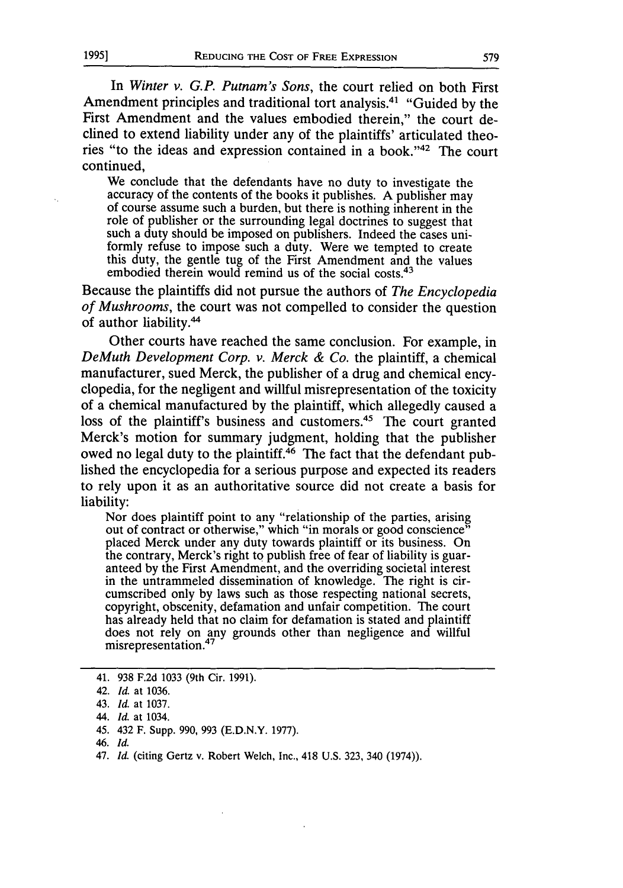In *Winter v. G.P. Putnam's Sons*, the court relied on both First Amendment principles and traditional tort analysis.[41] "Guided by the First Amendment and the values embodied therein," the court declined to extend liability under any of the plaintiffs' articulated theories "to the ideas and expression contained in a book."[42] The court continued,

> We conclude that the defendants have no duty to investigate the accuracy of the contents of the books it publishes. A publisher may of course assume such a burden, but there is nothing inherent in the role of publisher or the surrounding legal doctrines to suggest that such a duty should be imposed on publishers. Indeed the cases uniformly refuse to impose such a duty. Were we tempted to create this duty, the gentle tug of the First Amendment and the values embodied therein would remind us of the social costs.[43]

Because the plaintiffs did not pursue the authors of *The Encyclopedia of Mushrooms*, the court was not compelled to consider the question of author liability.[44]

Other courts have reached the same conclusion. For example, in *DeMuth Development Corp. v. Merck & Co.* the plaintiff, a chemical manufacturer, sued Merck, the publisher of a drug and chemical encyclopedia, for the negligent and willful misrepresentation of the toxicity of a chemical manufactured by the plaintiff, which allegedly caused a loss of the plaintiff's business and customers.[45] The court granted Merck's motion for summary judgment, holding that the publisher owed no legal duty to the plaintiff.[46] The fact that the defendant published the encyclopedia for a serious purpose and expected its readers to rely upon it as an authoritative source did not create a basis for liability:

> Nor does plaintiff point to any "relationship of the parties, arising out of contract or otherwise," which "in morals or good conscience" placed Merck under any duty towards plaintiff or its business. On the contrary, Merck's right to publish free of fear of liability is guaranteed by the First Amendment, and the overriding societal interest in the untrammeled dissemination of knowledge. The right is circumscribed only by laws such as those respecting national secrets, copyright, obscenity, defamation and unfair competition. The court has already held that no claim for defamation is stated and plaintiff does not rely on any grounds other than negligence and willful misrepresentation.[47]

---

41. 938 F.2d 1033 (9th Cir. 1991).

42. *Id.* at 1036.

43. *Id.* at 1037.

44. *Id.* at 1034.

45. 432 F. Supp. 990, 993 (E.D.N.Y. 1977).

46. *Id.*

47. *Id.* (citing Gertz v. Robert Welch, Inc., 418 U.S. 323, 340 (1974)).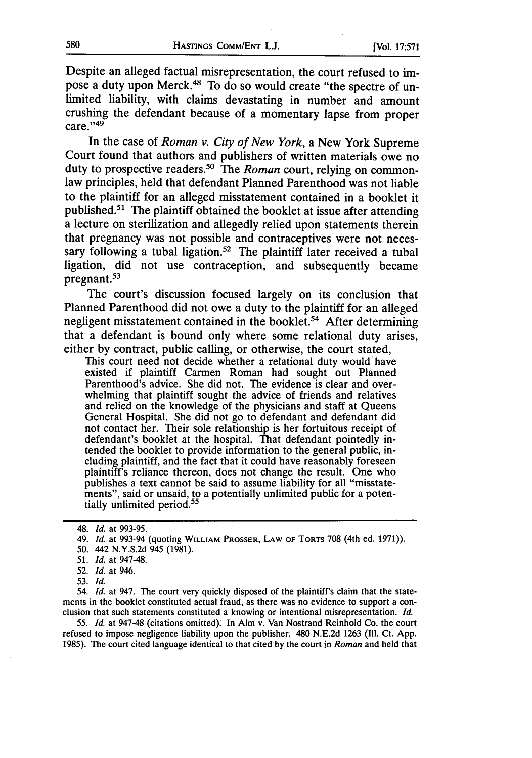Despite an alleged factual misrepresentation, the court refused to impose a duty upon Merck.[48] To do so would create "the spectre of unlimited liability, with claims devastating in number and amount crushing the defendant because of a momentary lapse from proper care."[49]

In the case of *Roman v. City of New York*, a New York Supreme Court found that authors and publishers of written materials owe no duty to prospective readers.[50] The *Roman* court, relying on common-law principles, held that defendant Planned Parenthood was not liable to the plaintiff for an alleged misstatement contained in a booklet it published.[51] The plaintiff obtained the booklet at issue after attending a lecture on sterilization and allegedly relied upon statements therein that pregnancy was not possible and contraceptives were not necessary following a tubal ligation.[52] The plaintiff later received a tubal ligation, did not use contraception, and subsequently became pregnant.[53]

The court's discussion focused largely on its conclusion that Planned Parenthood did not owe a duty to the plaintiff for an alleged negligent misstatement contained in the booklet.[54] After determining that a defendant is bound only where some relational duty arises, either by contract, public calling, or otherwise, the court stated,

> This court need not decide whether a relational duty would have existed if plaintiff Carmen Roman had sought out Planned Parenthood's advice. She did not. The evidence is clear and overwhelming that plaintiff sought the advice of friends and relatives and relied on the knowledge of the physicians and staff at Queens General Hospital. She did not go to defendant and defendant did not contact her. Their sole relationship is her fortuitous receipt of defendant's booklet at the hospital. That defendant pointedly intended the booklet to provide information to the general public, including plaintiff, and the fact that it could have reasonably foreseen plaintiff's reliance thereon, does not change the result. One who publishes a text cannot be said to assume liability for all "misstatements", said or unsaid, to a potentially unlimited public for a potentially unlimited period.[55]

---

48. *Id.* at 993-95.

49. *Id.* at 993-94 (quoting WILLIAM PROSSER, LAW OF TORTS 708 (4th ed. 1971)).

50. 442 N.Y.S.2d 945 (1981).

51. *Id.* at 947-48.

52. *Id.* at 946.

53. *Id.*

54. *Id.* at 947. The court very quickly disposed of the plaintiff's claim that the statements in the booklet constituted actual fraud, as there was no evidence to support a conclusion that such statements constituted a knowing or intentional misrepresentation. *Id.*

55. *Id.* at 947-48 (citations omitted). In Alm v. Van Nostrand Reinhold Co. the court refused to impose negligence liability upon the publisher. 480 N.E.2d 1263 (Ill. Ct. App. 1985). The court cited language identical to that cited by the court in *Roman* and held that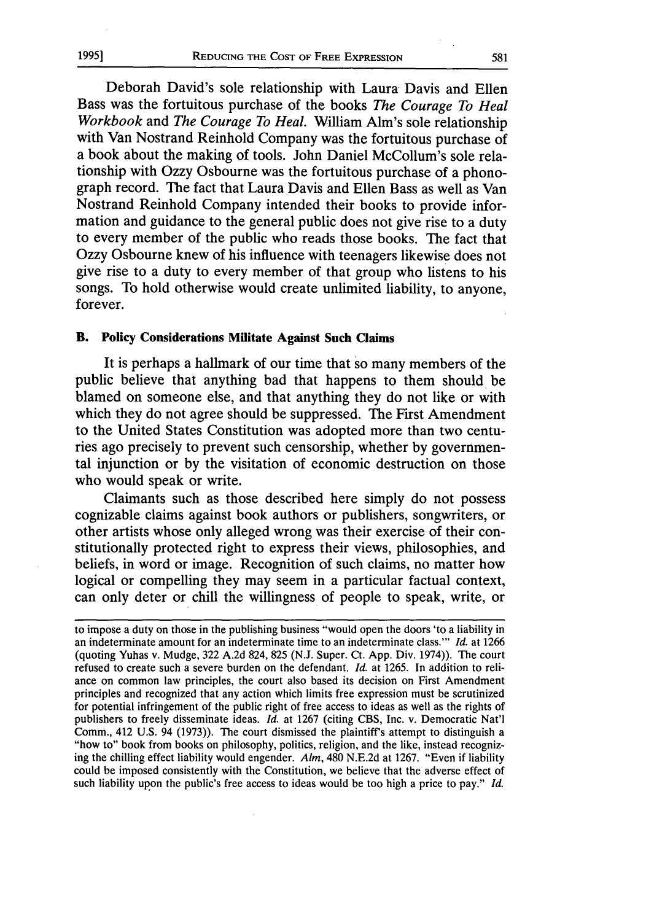Deborah David's sole relationship with Laura Davis and Ellen Bass was the fortuitous purchase of the books *The Courage To Heal Workbook* and *The Courage To Heal*. William Alm's sole relationship with Van Nostrand Reinhold Company was the fortuitous purchase of a book about the making of tools. John Daniel McCollum's sole relationship with Ozzy Osbourne was the fortuitous purchase of a phonograph record. The fact that Laura Davis and Ellen Bass as well as Van Nostrand Reinhold Company intended their books to provide information and guidance to the general public does not give rise to a duty to every member of the public who reads those books. The fact that Ozzy Osbourne knew of his influence with teenagers likewise does not give rise to a duty to every member of that group who listens to his songs. To hold otherwise would create unlimited liability, to anyone, forever.

### B. Policy Considerations Militate Against Such Claims

It is perhaps a hallmark of our time that so many members of the public believe that anything bad that happens to them should be blamed on someone else, and that anything they do not like or with which they do not agree should be suppressed. The First Amendment to the United States Constitution was adopted more than two centuries ago precisely to prevent such censorship, whether by governmental injunction or by the visitation of economic destruction on those who would speak or write.

Claimants such as those described here simply do not possess cognizable claims against book authors or publishers, songwriters, or other artists whose only alleged wrong was their exercise of their constitutionally protected right to express their views, philosophies, and beliefs, in word or image. Recognition of such claims, no matter how logical or compelling they may seem in a particular factual context, can only deter or chill the willingness of people to speak, write, or

---

to impose a duty on those in the publishing business "would open the doors 'to a liability in an indeterminate amount for an indeterminate time to an indeterminate class.'" *Id.* at 1266 (quoting Yuhas v. Mudge, 322 A.2d 824, 825 (N.J. Super. Ct. App. Div. 1974)). The court refused to create such a severe burden on the defendant. *Id.* at 1265. In addition to reliance on common law principles, the court also based its decision on First Amendment principles and recognized that any action which limits free expression must be scrutinized for potential infringement of the public right of free access to ideas as well as the rights of publishers to freely disseminate ideas. *Id.* at 1267 (citing CBS, Inc. v. Democratic Nat'l Comm., 412 U.S. 94 (1973)). The court dismissed the plaintiff's attempt to distinguish a "how to" book from books on philosophy, politics, religion, and the like, instead recognizing the chilling effect liability would engender. *Alm*, 480 N.E.2d at 1267. "Even if liability could be imposed consistently with the Constitution, we believe that the adverse effect of such liability upon the public's free access to ideas would be too high a price to pay." *Id.*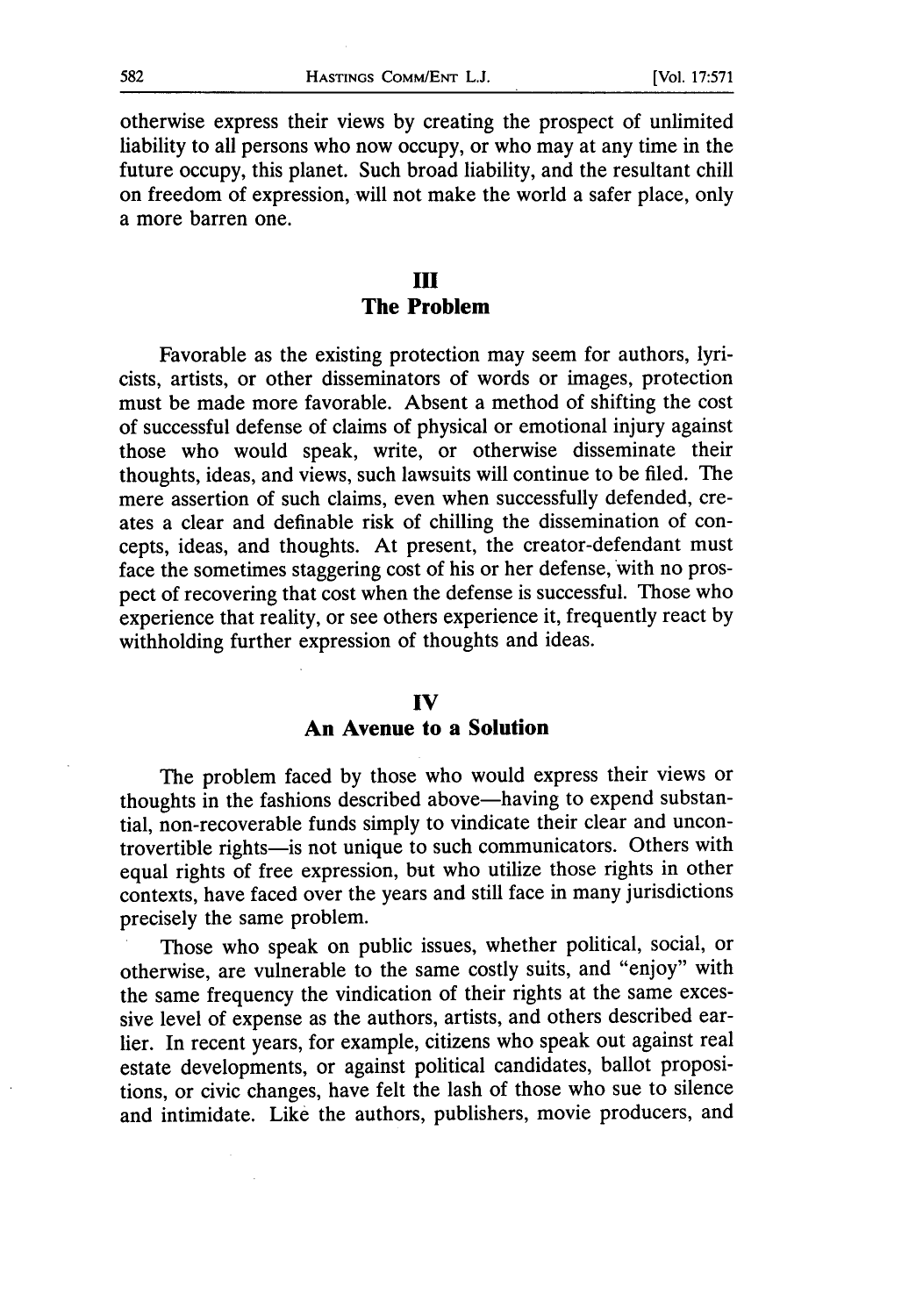otherwise express their views by creating the prospect of unlimited liability to all persons who now occupy, or who may at any time in the future occupy, this planet. Such broad liability, and the resultant chill on freedom of expression, will not make the world a safer place, only a more barren one.

## III
## The Problem

Favorable as the existing protection may seem for authors, lyricists, artists, or other disseminators of words or images, protection must be made more favorable. Absent a method of shifting the cost of successful defense of claims of physical or emotional injury against those who would speak, write, or otherwise disseminate their thoughts, ideas, and views, such lawsuits will continue to be filed. The mere assertion of such claims, even when successfully defended, creates a clear and definable risk of chilling the dissemination of concepts, ideas, and thoughts. At present, the creator-defendant must face the sometimes staggering cost of his or her defense, with no prospect of recovering that cost when the defense is successful. Those who experience that reality, or see others experience it, frequently react by withholding further expression of thoughts and ideas.

## IV
## An Avenue to a Solution

The problem faced by those who would express their views or thoughts in the fashions described above—having to expend substantial, non-recoverable funds simply to vindicate their clear and uncontrovertible rights—is not unique to such communicators. Others with equal rights of free expression, but who utilize those rights in other contexts, have faced over the years and still face in many jurisdictions precisely the same problem.

Those who speak on public issues, whether political, social, or otherwise, are vulnerable to the same costly suits, and "enjoy" with the same frequency the vindication of their rights at the same excessive level of expense as the authors, artists, and others described earlier. In recent years, for example, citizens who speak out against real estate developments, or against political candidates, ballot propositions, or civic changes, have felt the lash of those who sue to silence and intimidate. Like the authors, publishers, movie producers, and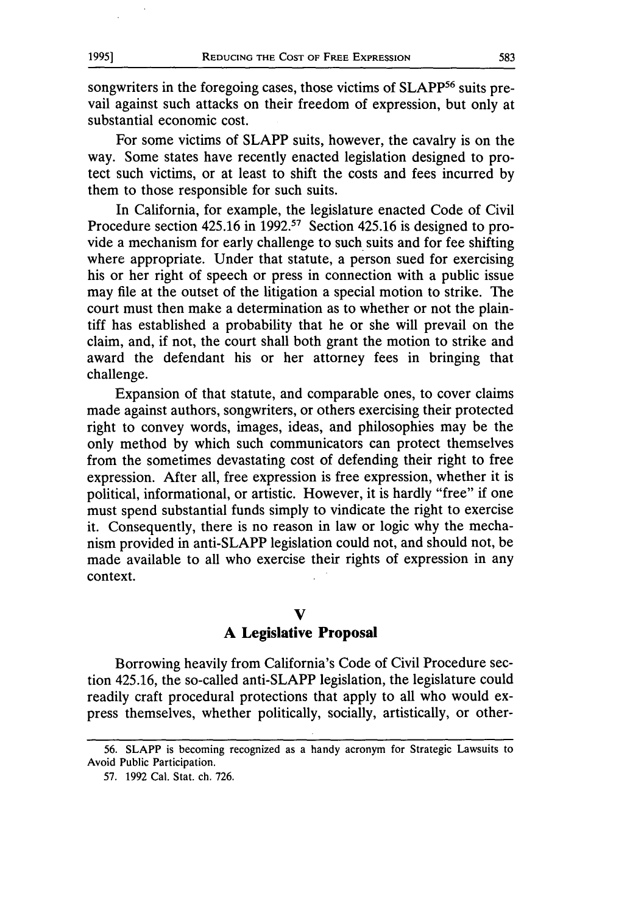songwriters in the foregoing cases, those victims of SLAPP[56] suits prevail against such attacks on their freedom of expression, but only at substantial economic cost.

For some victims of SLAPP suits, however, the cavalry is on the way. Some states have recently enacted legislation designed to protect such victims, or at least to shift the costs and fees incurred by them to those responsible for such suits.

In California, for example, the legislature enacted Code of Civil Procedure section 425.16 in 1992.[57] Section 425.16 is designed to provide a mechanism for early challenge to such suits and for fee shifting where appropriate. Under that statute, a person sued for exercising his or her right of speech or press in connection with a public issue may file at the outset of the litigation a special motion to strike. The court must then make a determination as to whether or not the plaintiff has established a probability that he or she will prevail on the claim, and, if not, the court shall both grant the motion to strike and award the defendant his or her attorney fees in bringing that challenge.

Expansion of that statute, and comparable ones, to cover claims made against authors, songwriters, or others exercising their protected right to convey words, images, ideas, and philosophies may be the only method by which such communicators can protect themselves from the sometimes devastating cost of defending their right to free expression. After all, free expression is free expression, whether it is political, informational, or artistic. However, it is hardly "free" if one must spend substantial funds simply to vindicate the right to exercise it. Consequently, there is no reason in law or logic why the mechanism provided in anti-SLAPP legislation could not, and should not, be made available to all who exercise their rights of expression in any context.

## V
## A Legislative Proposal

Borrowing heavily from California's Code of Civil Procedure section 425.16, the so-called anti-SLAPP legislation, the legislature could readily craft procedural protections that apply to all who would express themselves, whether politically, socially, artistically, or other-

---

56. SLAPP is becoming recognized as a handy acronym for Strategic Lawsuits to Avoid Public Participation.

57. 1992 Cal. Stat. ch. 726.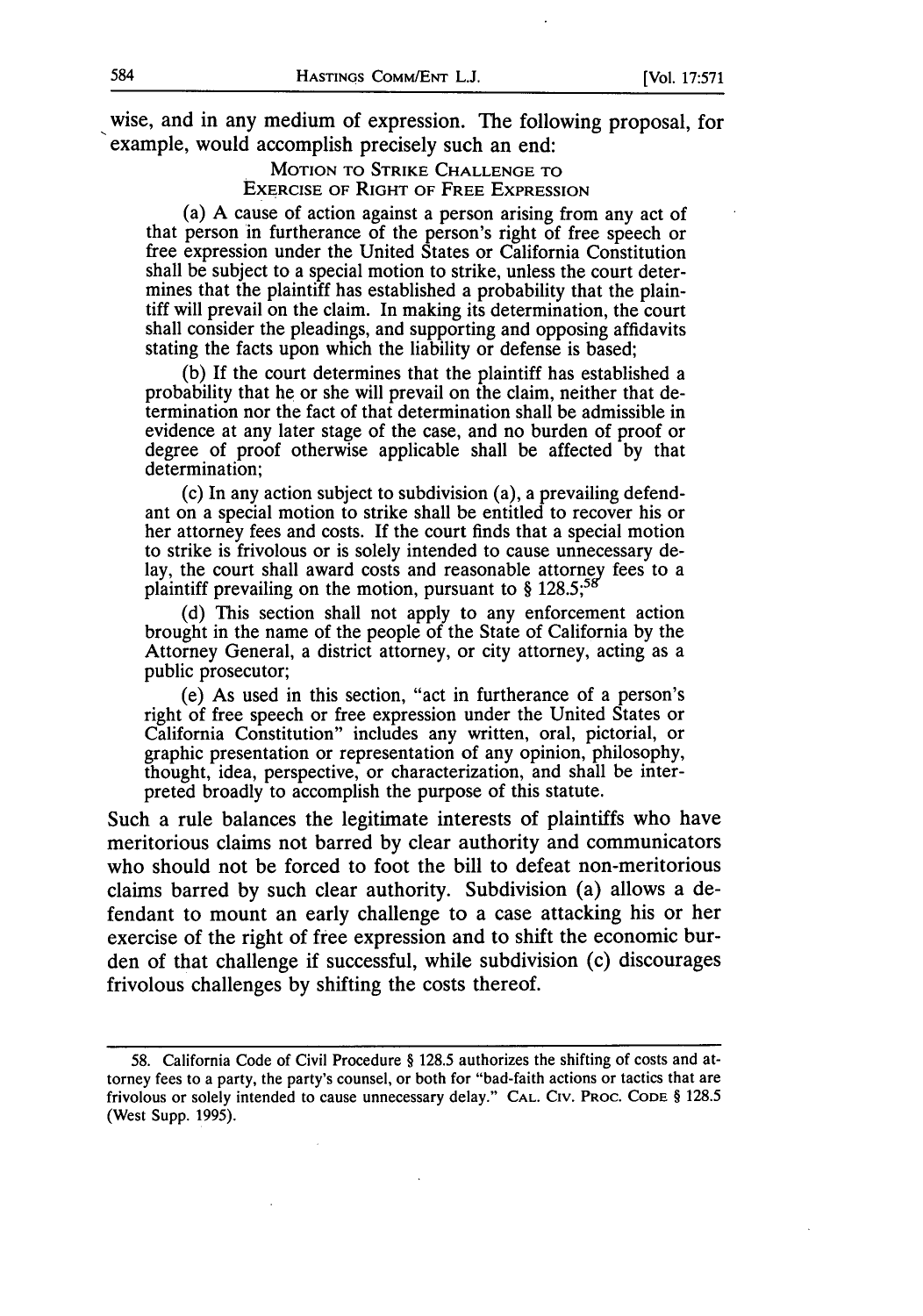wise, and in any medium of expression. The following proposal, for example, would accomplish precisely such an end:

MOTION TO STRIKE CHALLENGE TO EXERCISE OF RIGHT OF FREE EXPRESSION

(a) A cause of action against a person arising from any act of that person in furtherance of the person's right of free speech or free expression under the United States or California Constitution shall be subject to a special motion to strike, unless the court determines that the plaintiff has established a probability that the plaintiff will prevail on the claim. In making its determination, the court shall consider the pleadings, and supporting and opposing affidavits stating the facts upon which the liability or defense is based;

(b) If the court determines that the plaintiff has established a probability that he or she will prevail on the claim, neither that determination nor the fact of that determination shall be admissible in evidence at any later stage of the case, and no burden of proof or degree of proof otherwise applicable shall be affected by that determination;

(c) In any action subject to subdivision (a), a prevailing defendant on a special motion to strike shall be entitled to recover his or her attorney fees and costs. If the court finds that a special motion to strike is frivolous or is solely intended to cause unnecessary delay, the court shall award costs and reasonable attorney fees to a plaintiff prevailing on the motion, pursuant to § 128.5;[58]

(d) This section shall not apply to any enforcement action brought in the name of the people of the State of California by the Attorney General, a district attorney, or city attorney, acting as a public prosecutor;

(e) As used in this section, "act in furtherance of a person's right of free speech or free expression under the United States or California Constitution" includes any written, oral, pictorial, or graphic presentation or representation of any opinion, philosophy, thought, idea, perspective, or characterization, and shall be interpreted broadly to accomplish the purpose of this statute.

Such a rule balances the legitimate interests of plaintiffs who have meritorious claims not barred by clear authority and communicators who should not be forced to foot the bill to defeat non-meritorious claims barred by such clear authority. Subdivision (a) allows a defendant to mount an early challenge to a case attacking his or her exercise of the right of free expression and to shift the economic burden of that challenge if successful, while subdivision (c) discourages frivolous challenges by shifting the costs thereof.

---

58. California Code of Civil Procedure § 128.5 authorizes the shifting of costs and attorney fees to a party, the party's counsel, or both for "bad-faith actions or tactics that are frivolous or solely intended to cause unnecessary delay." CAL. CIV. PROC. CODE § 128.5 (West Supp. 1995).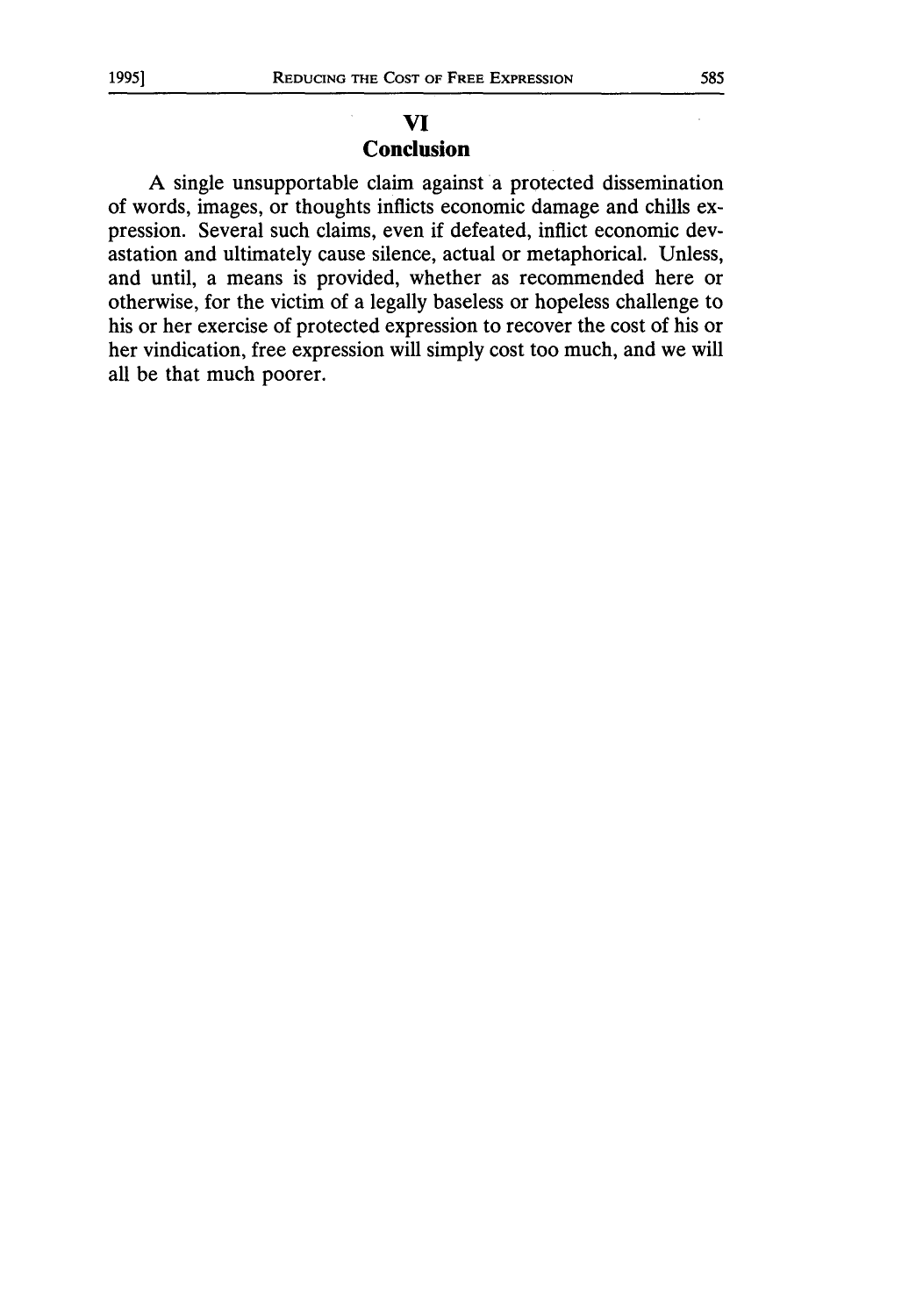## VI
## Conclusion

A single unsupportable claim against a protected dissemination of words, images, or thoughts inflicts economic damage and chills expression. Several such claims, even if defeated, inflict economic devastation and ultimately cause silence, actual or metaphorical. Unless, and until, a means is provided, whether as recommended here or otherwise, for the victim of a legally baseless or hopeless challenge to his or her exercise of protected expression to recover the cost of his or her vindication, free expression will simply cost too much, and we will all be that much poorer.